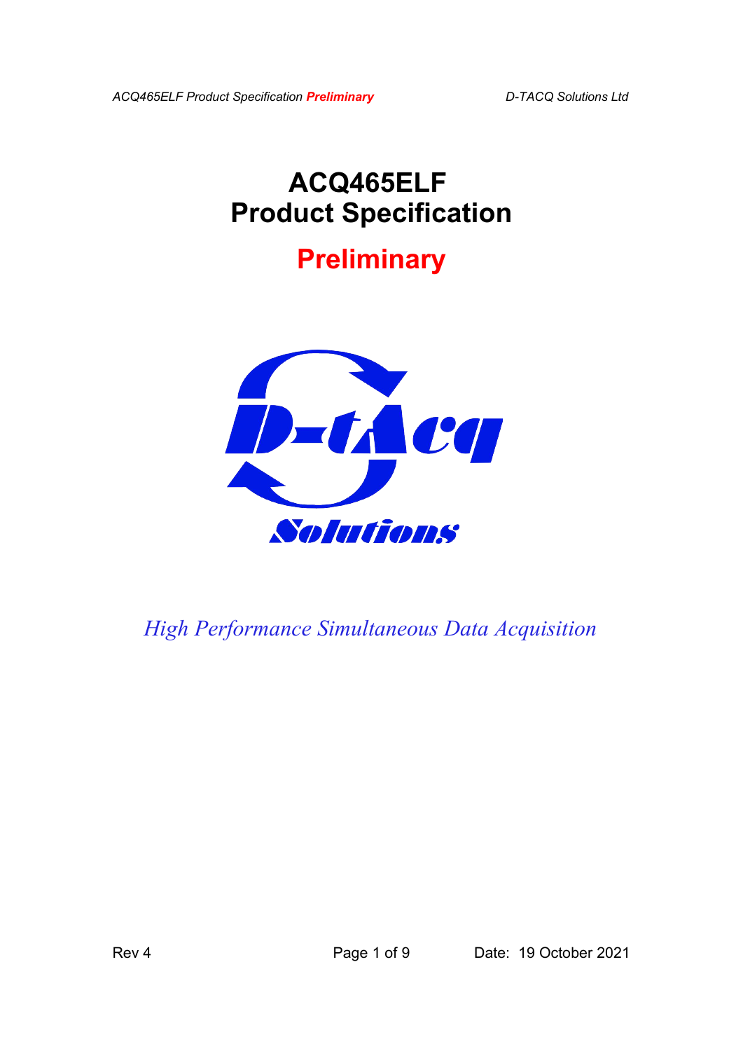# ACQ465ELF
# Product Specification

## Preliminary

*High Performance Simultaneous Data Acquisition*

Rev 4

Date: 19 October 2021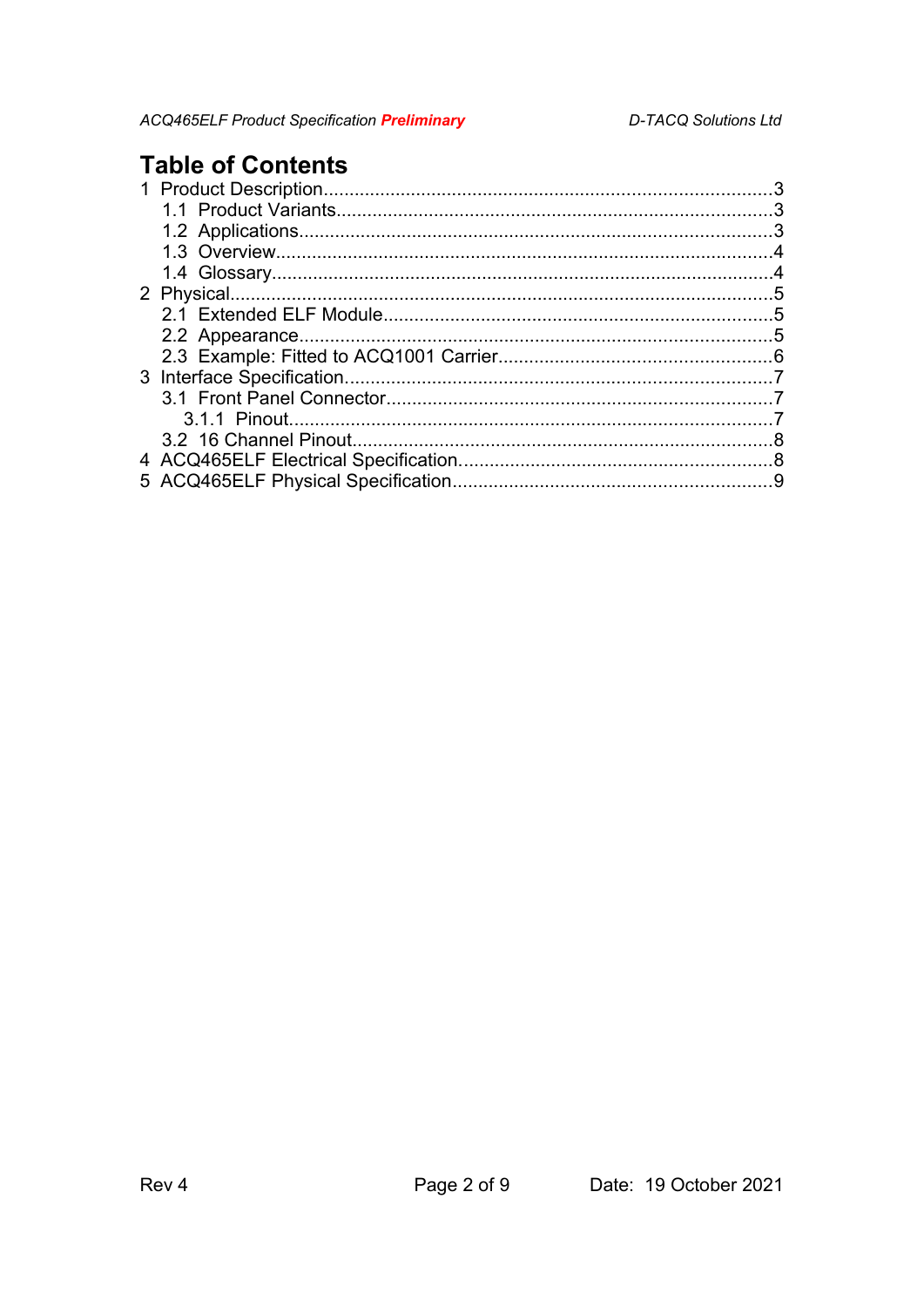# Table of Contents

1 Product Description.......................................................................................3
  1.1 Product Variants.....................................................................................3
  1.2 Applications...........................................................................................3
  1.3 Overview................................................................................................4
  1.4 Glossary.................................................................................................4
2 Physical.........................................................................................................5
  2.1 Extended ELF Module............................................................................5
  2.2 Appearance............................................................................................5
  2.3 Example: Fitted to ACQ1001 Carrier......................................................6
3 Interface Specification..................................................................................7
  3.1 Front Panel Connector...........................................................................7
    3.1.1 Pinout..............................................................................................7
  3.2 16 Channel Pinout.................................................................................8
4 ACQ465ELF Electrical Specification............................................................8
5 ACQ465ELF Physical Specification..............................................................9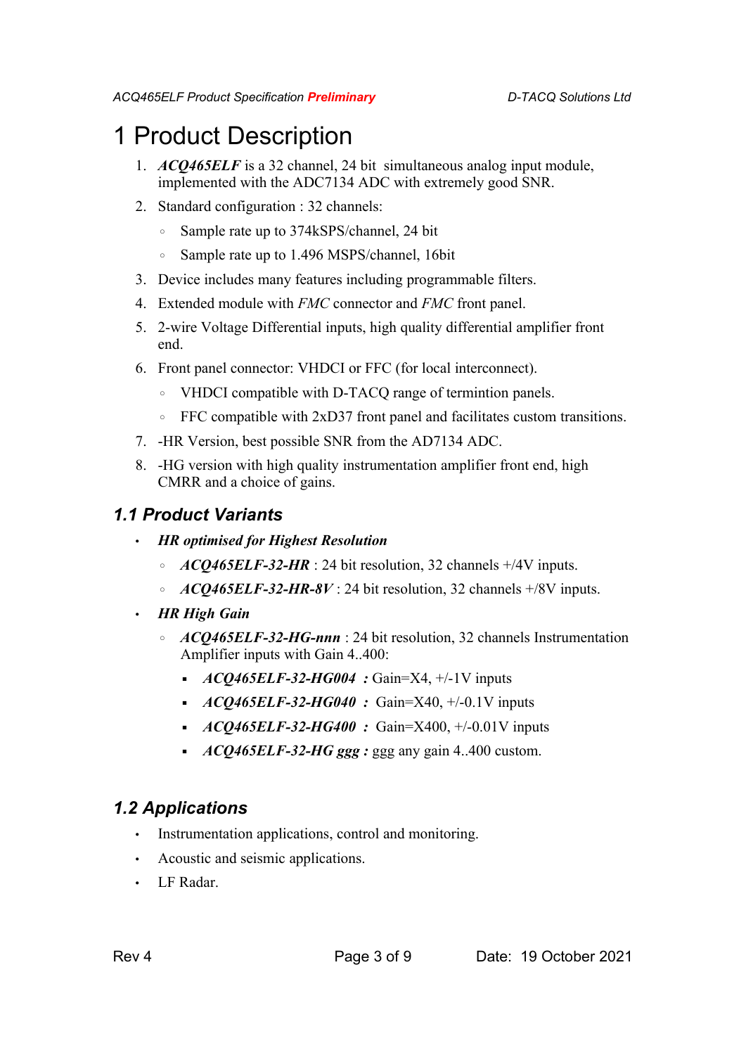# 1 Product Description

1. ***ACQ465ELF*** is a 32 channel, 24 bit simultaneous analog input module, implemented with the ADC7134 ADC with extremely good SNR.
2. Standard configuration : 32 channels:
   - Sample rate up to 374kSPS/channel, 24 bit
   - Sample rate up to 1.496 MSPS/channel, 16bit
3. Device includes many features including programmable filters.
4. Extended module with *FMC* connector and *FMC* front panel.
5. 2-wire Voltage Differential inputs, high quality differential amplifier front end.
6. Front panel connector: VHDCI or FFC (for local interconnect).
   - VHDCI compatible with D-TACQ range of termintion panels.
   - FFC compatible with 2xD37 front panel and facilitates custom transitions.
7. -HR Version, best possible SNR from the AD7134 ADC.
8. -HG version with high quality instrumentation amplifier front end, high CMRR and a choice of gains.

## 1.1 Product Variants

- ***HR optimised for Highest Resolution***
  - ***ACQ465ELF-32-HR*** : 24 bit resolution, 32 channels +/4V inputs.
  - ***ACQ465ELF-32-HR-8V*** : 24 bit resolution, 32 channels +/8V inputs.
- ***HR High Gain***
  - ***ACQ465ELF-32-HG-nnn*** : 24 bit resolution, 32 channels Instrumentation Amplifier inputs with Gain 4..400:
    - ***ACQ465ELF-32-HG004 :*** Gain=X4, +/-1V inputs
    - ***ACQ465ELF-32-HG040 :*** Gain=X40, +/-0.1V inputs
    - ***ACQ465ELF-32-HG400 :*** Gain=X400, +/-0.01V inputs
    - ***ACQ465ELF-32-HG ggg :*** ggg any gain 4..400 custom.

## 1.2 Applications

- Instrumentation applications, control and monitoring.
- Acoustic and seismic applications.
- LF Radar.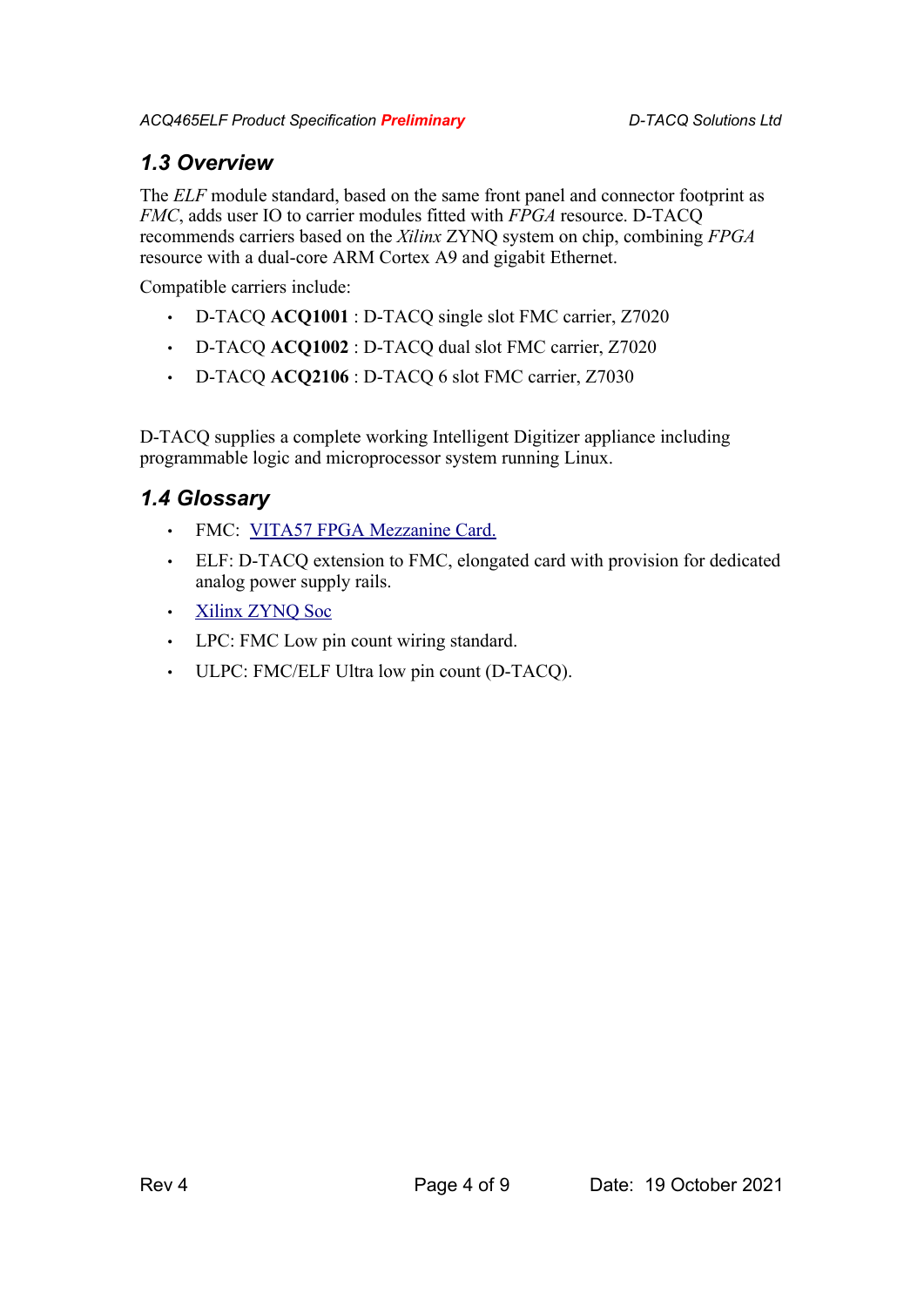## 1.3 Overview

The *ELF* module standard, based on the same front panel and connector footprint as *FMC*, adds user IO to carrier modules fitted with *FPGA* resource. D-TACQ recommends carriers based on the *Xilinx* ZYNQ system on chip, combining *FPGA* resource with a dual-core ARM Cortex A9 and gigabit Ethernet.

Compatible carriers include:

- D-TACQ **ACQ1001** : D-TACQ single slot FMC carrier, Z7020
- D-TACQ **ACQ1002** : D-TACQ dual slot FMC carrier, Z7020
- D-TACQ **ACQ2106** : D-TACQ 6 slot FMC carrier, Z7030

D-TACQ supplies a complete working Intelligent Digitizer appliance including programmable logic and microprocessor system running Linux.

## 1.4 Glossary

- FMC: VITA57 FPGA Mezzanine Card.
- ELF: D-TACQ extension to FMC, elongated card with provision for dedicated analog power supply rails.
- Xilinx ZYNQ Soc
- LPC: FMC Low pin count wiring standard.
- ULPC: FMC/ELF Ultra low pin count (D-TACQ).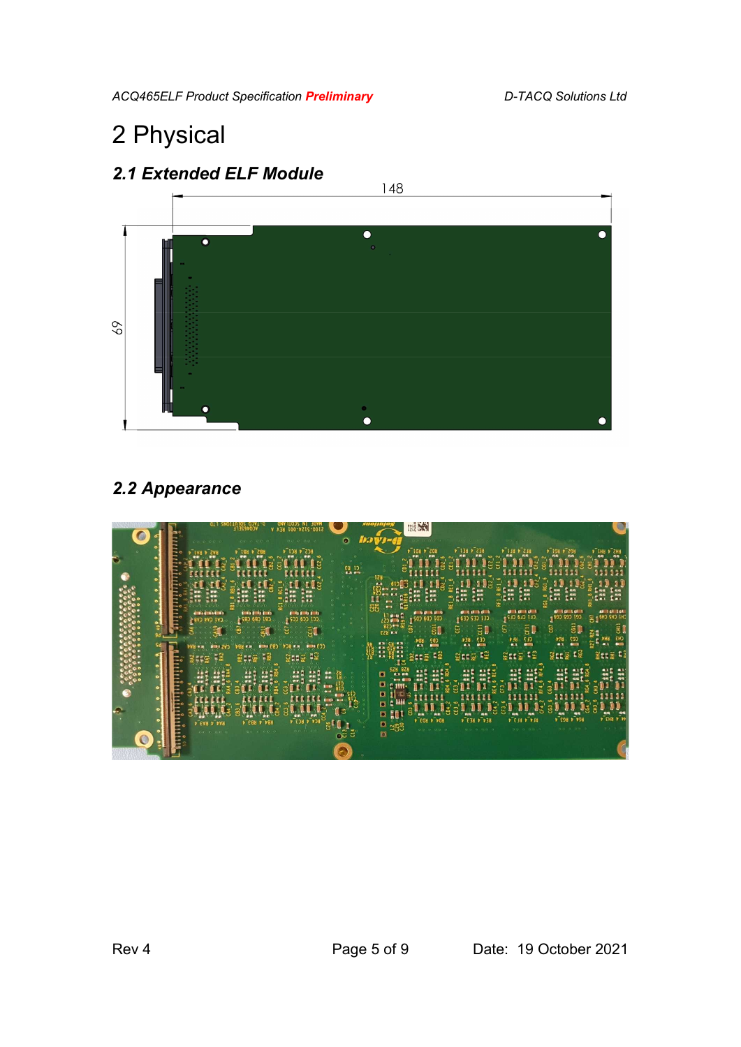# 2 Physical

## 2.1 Extended ELF Module

## 2.2 Appearance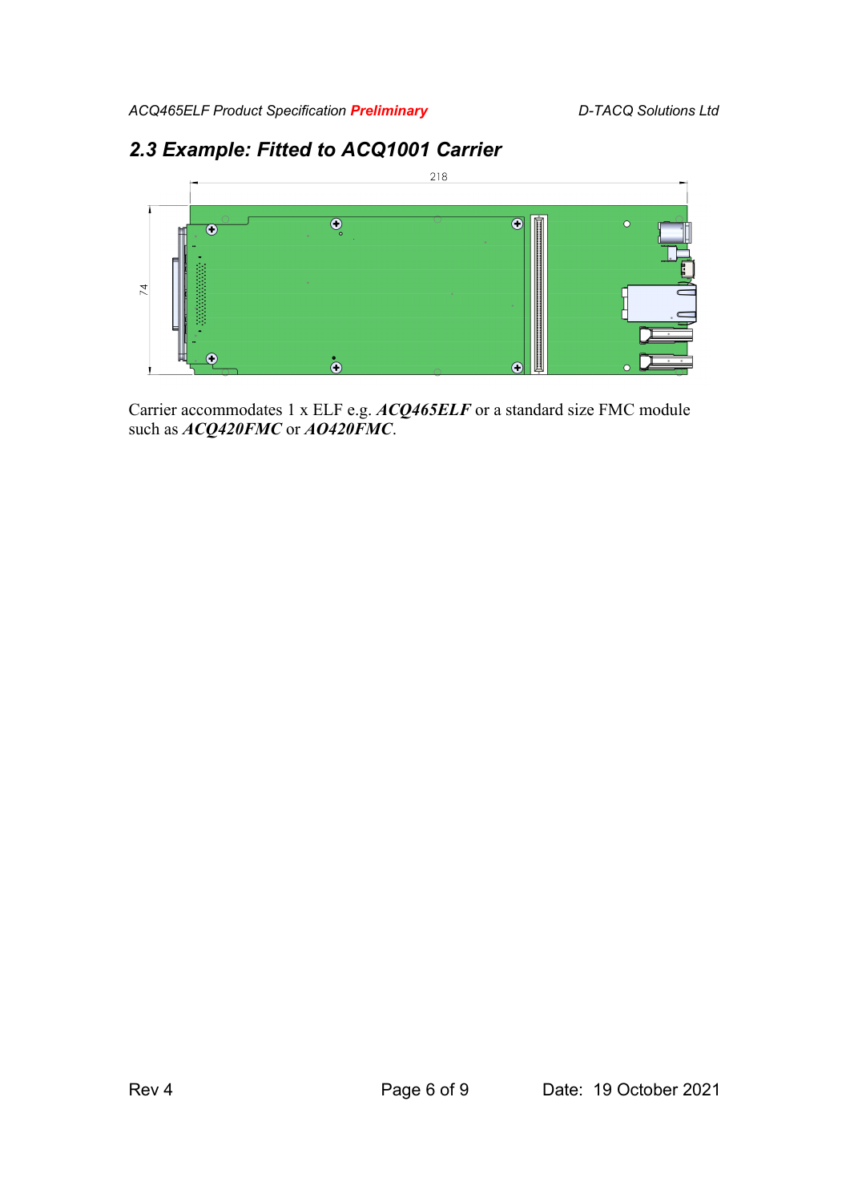## 2.3 Example: Fitted to ACQ1001 Carrier

Carrier accommodates 1 x ELF e.g. ***ACQ465ELF*** or a standard size FMC module such as ***ACQ420FMC*** or ***AO420FMC***.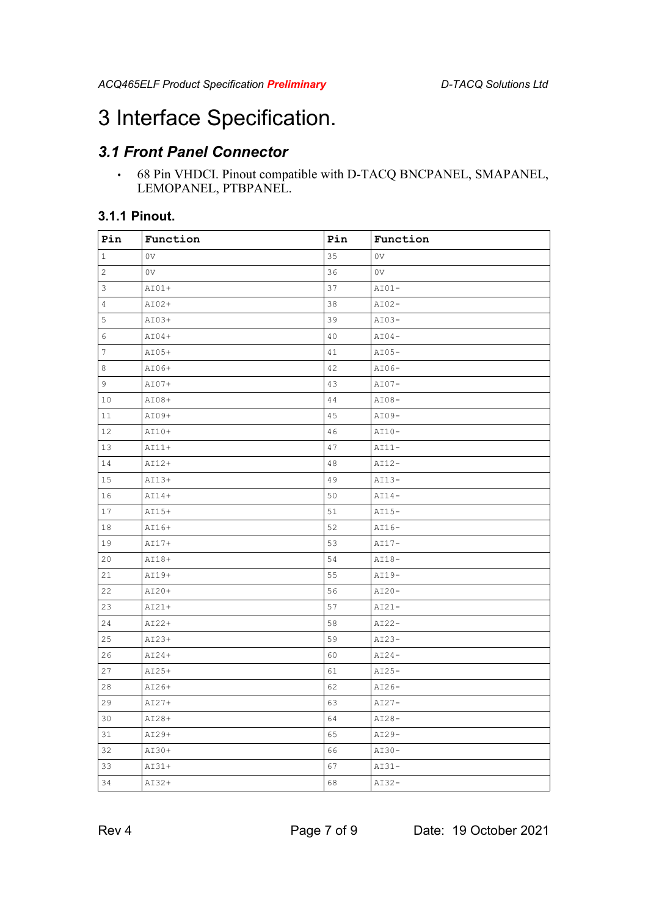# 3 Interface Specification.

## *3.1 Front Panel Connector*

- 68 Pin VHDCI. Pinout compatible with D-TACQ BNCPANEL, SMAPANEL, LEMOPANEL, PTBPANEL.

### 3.1.1 Pinout.

| Pin | Function | Pin | Function |
|---|---|---|---|
| 1 | 0V | 35 | 0V |
| 2 | 0V | 36 | 0V |
| 3 | AI01+ | 37 | AI01- |
| 4 | AI02+ | 38 | AI02- |
| 5 | AI03+ | 39 | AI03- |
| 6 | AI04+ | 40 | AI04- |
| 7 | AI05+ | 41 | AI05- |
| 8 | AI06+ | 42 | AI06- |
| 9 | AI07+ | 43 | AI07- |
| 10 | AI08+ | 44 | AI08- |
| 11 | AI09+ | 45 | AI09- |
| 12 | AI10+ | 46 | AI10- |
| 13 | AI11+ | 47 | AI11- |
| 14 | AI12+ | 48 | AI12- |
| 15 | AI13+ | 49 | AI13- |
| 16 | AI14+ | 50 | AI14- |
| 17 | AI15+ | 51 | AI15- |
| 18 | AI16+ | 52 | AI16- |
| 19 | AI17+ | 53 | AI17- |
| 20 | AI18+ | 54 | AI18- |
| 21 | AI19+ | 55 | AI19- |
| 22 | AI20+ | 56 | AI20- |
| 23 | AI21+ | 57 | AI21- |
| 24 | AI22+ | 58 | AI22- |
| 25 | AI23+ | 59 | AI23- |
| 26 | AI24+ | 60 | AI24- |
| 27 | AI25+ | 61 | AI25- |
| 28 | AI26+ | 62 | AI26- |
| 29 | AI27+ | 63 | AI27- |
| 30 | AI28+ | 64 | AI28- |
| 31 | AI29+ | 65 | AI29- |
| 32 | AI30+ | 66 | AI30- |
| 33 | AI31+ | 67 | AI31- |
| 34 | AI32+ | 68 | AI32- |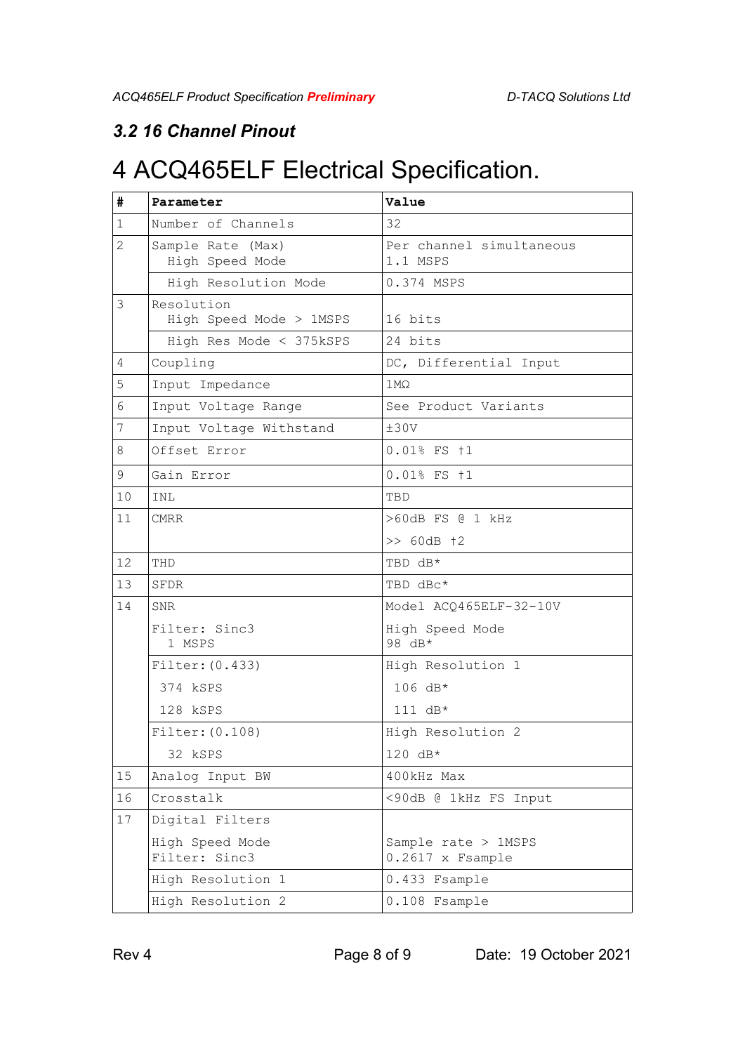### 3.2 16 Channel Pinout

# 4 ACQ465ELF Electrical Specification.

| # | Parameter | Value |
|---|---|---|
| 1 | Number of Channels | 32 |
| 2 | Sample Rate (Max)<br>High Speed Mode | Per channel simultaneous<br>1.1 MSPS |
| | High Resolution Mode | 0.374 MSPS |
| 3 | Resolution<br>High Speed Mode > 1MSPS | 16 bits |
| | High Res Mode < 375kSPS | 24 bits |
| 4 | Coupling | DC, Differential Input |
| 5 | Input Impedance | 1MΩ |
| 6 | Input Voltage Range | See Product Variants |
| 7 | Input Voltage Withstand | ±30V |
| 8 | Offset Error | 0.01% FS †1 |
| 9 | Gain Error | 0.01% FS †1 |
| 10 | INL | TBD |
| 11 | CMRR | >60dB FS @ 1 kHz<br>>> 60dB †2 |
| 12 | THD | TBD dB* |
| 13 | SFDR | TBD dBc* |
| 14 | SNR<br>Filter: Sinc3<br>1 MSPS | Model ACQ465ELF-32-10V<br>High Speed Mode<br>98 dB* |
| | Filter:(0.433)<br>374 kSPS<br>128 kSPS | High Resolution 1<br>106 dB*<br>111 dB* |
| | Filter:(0.108)<br>32 kSPS | High Resolution 2<br>120 dB* |
| 15 | Analog Input BW | 400kHz Max |
| 16 | Crosstalk | <90dB @ 1kHz FS Input |
| 17 | Digital Filters<br>High Speed Mode<br>Filter: Sinc3 | Sample rate > 1MSPS<br>0.2617 x Fsample |
| | High Resolution 1 | 0.433 Fsample |
| | High Resolution 2 | 0.108 Fsample |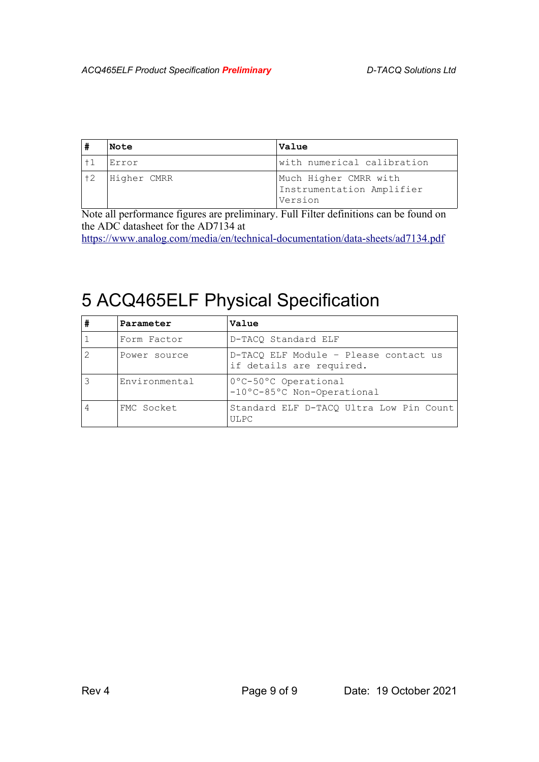| # | Note | Value |
| --- | --- | --- |
| †1 | Error | with numerical calibration |
| †2 | Higher CMRR | Much Higher CMRR with Instrumentation Amplifier Version |

Note all performance figures are preliminary. Full Filter definitions can be found on the ADC datasheet for the AD7134 at https://www.analog.com/media/en/technical-documentation/data-sheets/ad7134.pdf

# 5 ACQ465ELF Physical Specification

| # | Parameter | Value |
| --- | --- | --- |
| 1 | Form Factor | D-TACQ Standard ELF |
| 2 | Power source | D-TACQ ELF Module – Please contact us if details are required. |
| 3 | Environmental | 0°C-50°C Operational<br>-10°C-85°C Non-Operational |
| 4 | FMC Socket | Standard ELF D-TACQ Ultra Low Pin Count ULPC |